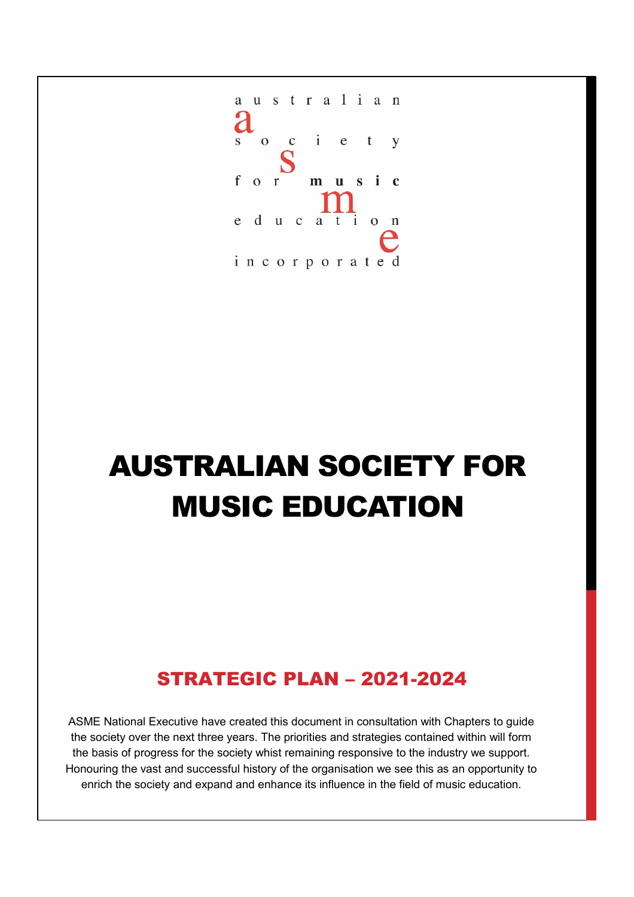australian
a
society
s
for music
m
education
e
incorporated

# AUSTRALIAN SOCIETY FOR MUSIC EDUCATION

## STRATEGIC PLAN – 2021-2024

ASME National Executive have created this document in consultation with Chapters to guide the society over the next three years. The priorities and strategies contained within will form the basis of progress for the society whist remaining responsive to the industry we support. Honouring the vast and successful history of the organisation we see this as an opportunity to enrich the society and expand and enhance its influence in the field of music education.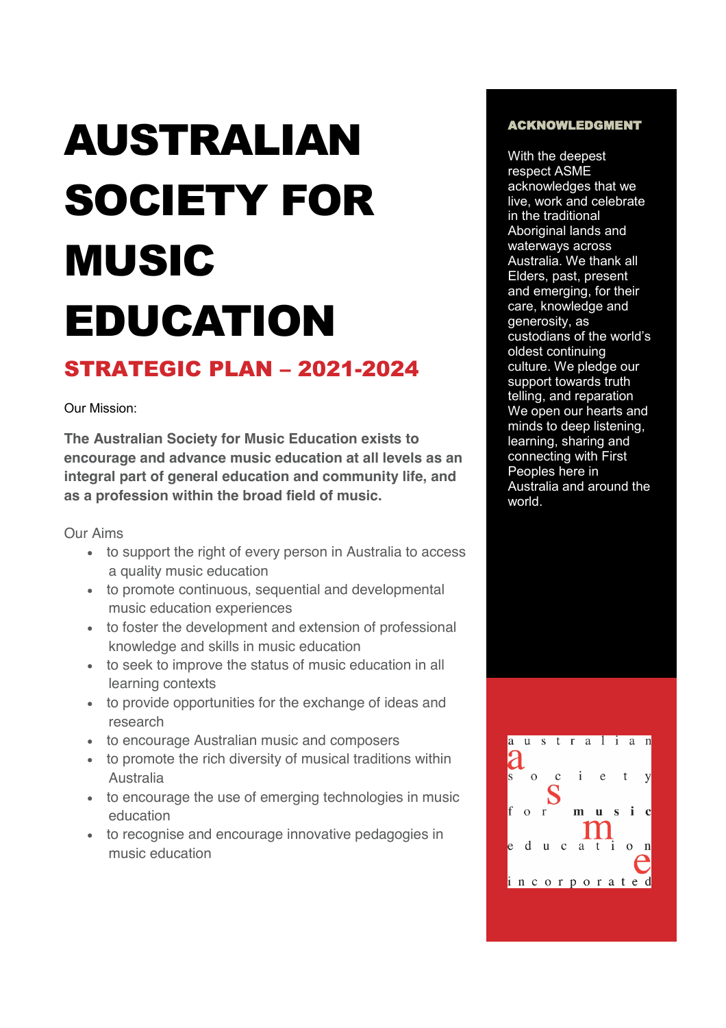# AUSTRALIAN SOCIETY FOR MUSIC EDUCATION

## STRATEGIC PLAN – 2021-2024

Our Mission:

**The Australian Society for Music Education exists to encourage and advance music education at all levels as an integral part of general education and community life, and as a profession within the broad field of music.**

Our Aims

- to support the right of every person in Australia to access a quality music education
- to promote continuous, sequential and developmental music education experiences
- to foster the development and extension of professional knowledge and skills in music education
- to seek to improve the status of music education in all learning contexts
- to provide opportunities for the exchange of ideas and research
- to encourage Australian music and composers
- to promote the rich diversity of musical traditions within Australia
- to encourage the use of emerging technologies in music education
- to recognise and encourage innovative pedagogies in music education

### ACKNOWLEDGMENT

With the deepest respect ASME acknowledges that we live, work and celebrate in the traditional Aboriginal lands and waterways across Australia. We thank all Elders, past, present and emerging, for their care, knowledge and generosity, as custodians of the world's oldest continuing culture. We pledge our support towards truth telling, and reparation We open our hearts and minds to deep listening, learning, sharing and connecting with First Peoples here in Australia and around the world.

australian society for music education incorporated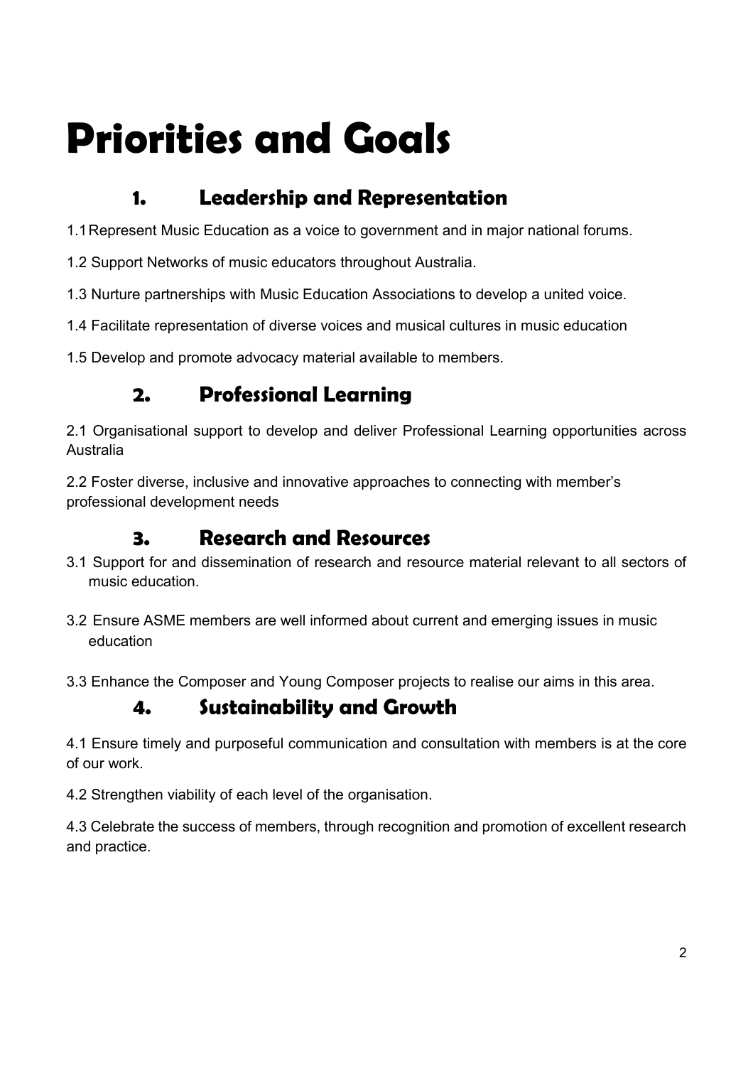# Priorities and Goals

## 1. Leadership and Representation

1.1 Represent Music Education as a voice to government and in major national forums.

1.2 Support Networks of music educators throughout Australia.

1.3 Nurture partnerships with Music Education Associations to develop a united voice.

1.4 Facilitate representation of diverse voices and musical cultures in music education

1.5 Develop and promote advocacy material available to members.

## 2. Professional Learning

2.1 Organisational support to develop and deliver Professional Learning opportunities across Australia

2.2 Foster diverse, inclusive and innovative approaches to connecting with member's professional development needs

## 3. Research and Resources

3.1 Support for and dissemination of research and resource material relevant to all sectors of music education.

3.2 Ensure ASME members are well informed about current and emerging issues in music education

3.3 Enhance the Composer and Young Composer projects to realise our aims in this area.

## 4. Sustainability and Growth

4.1 Ensure timely and purposeful communication and consultation with members is at the core of our work.

4.2 Strengthen viability of each level of the organisation.

4.3 Celebrate the success of members, through recognition and promotion of excellent research and practice.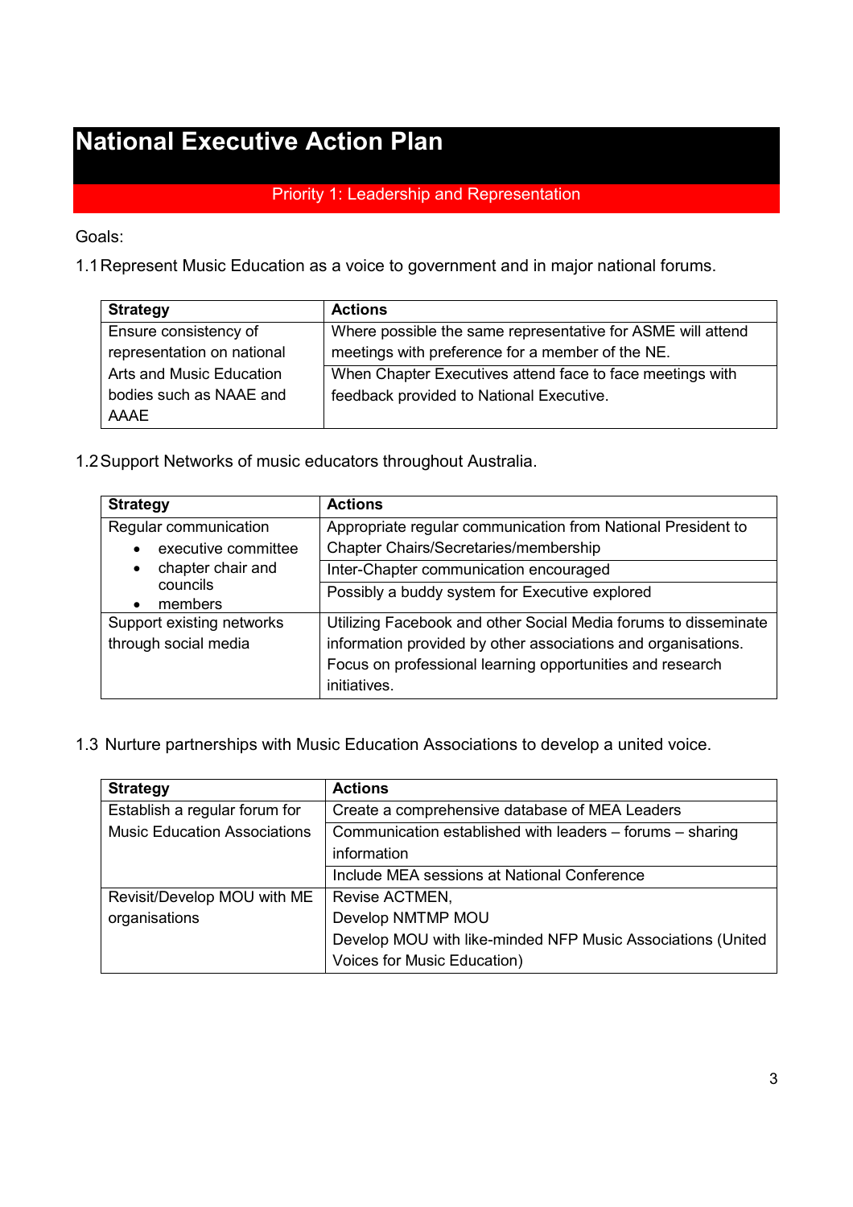# National Executive Action Plan

## Priority 1: Leadership and Representation

Goals:

1.1 Represent Music Education as a voice to government and in major national forums.

| Strategy | Actions |
|---|---|
| Ensure consistency of representation on national Arts and Music Education bodies such as NAAE and AAAE | Where possible the same representative for ASME will attend meetings with preference for a member of the NE. |
| | When Chapter Executives attend face to face meetings with feedback provided to National Executive. |

1.2 Support Networks of music educators throughout Australia.

| Strategy | Actions |
|---|---|
| Regular communication<br>• executive committee<br>• chapter chair and councils<br>• members | Appropriate regular communication from National President to Chapter Chairs/Secretaries/membership |
| | Inter-Chapter communication encouraged |
| | Possibly a buddy system for Executive explored |
| Support existing networks through social media | Utilizing Facebook and other Social Media forums to disseminate information provided by other associations and organisations. Focus on professional learning opportunities and research initiatives. |

1.3 Nurture partnerships with Music Education Associations to develop a united voice.

| Strategy | Actions |
|---|---|
| Establish a regular forum for Music Education Associations | Create a comprehensive database of MEA Leaders |
| | Communication established with leaders – forums – sharing information |
| | Include MEA sessions at National Conference |
| Revisit/Develop MOU with ME organisations | Revise ACTMEN,<br>Develop NMTMP MOU<br>Develop MOU with like-minded NFP Music Associations (United Voices for Music Education) |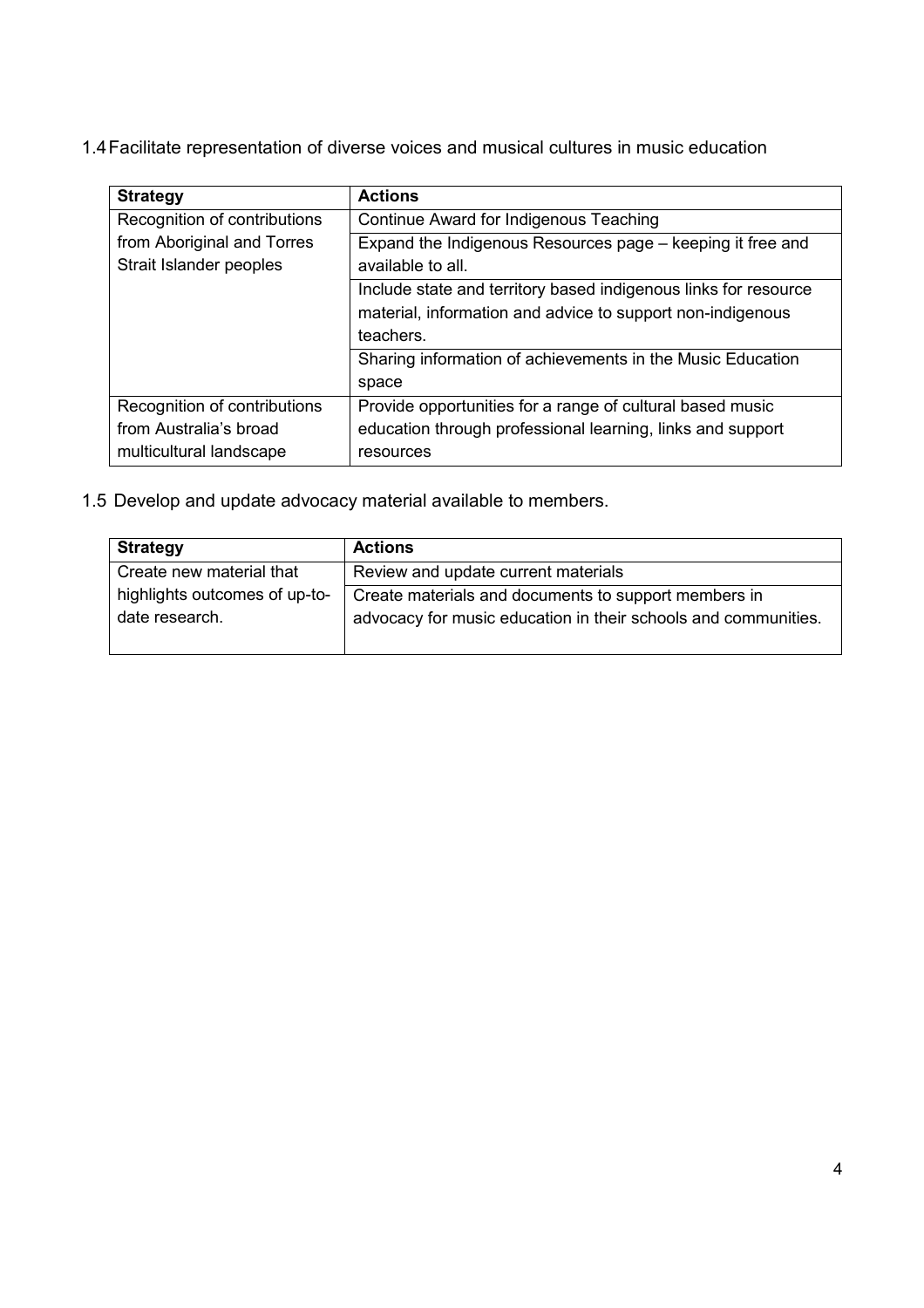1.4 Facilitate representation of diverse voices and musical cultures in music education

| Strategy | Actions |
| --- | --- |
| Recognition of contributions from Aboriginal and Torres Strait Islander peoples | Continue Award for Indigenous Teaching |
| | Expand the Indigenous Resources page – keeping it free and available to all. |
| | Include state and territory based indigenous links for resource material, information and advice to support non-indigenous teachers. |
| | Sharing information of achievements in the Music Education space |
| Recognition of contributions from Australia's broad multicultural landscape | Provide opportunities for a range of cultural based music education through professional learning, links and support resources |

1.5 Develop and update advocacy material available to members.

| Strategy | Actions |
| --- | --- |
| Create new material that highlights outcomes of up-to-date research. | Review and update current materials |
| | Create materials and documents to support members in advocacy for music education in their schools and communities. |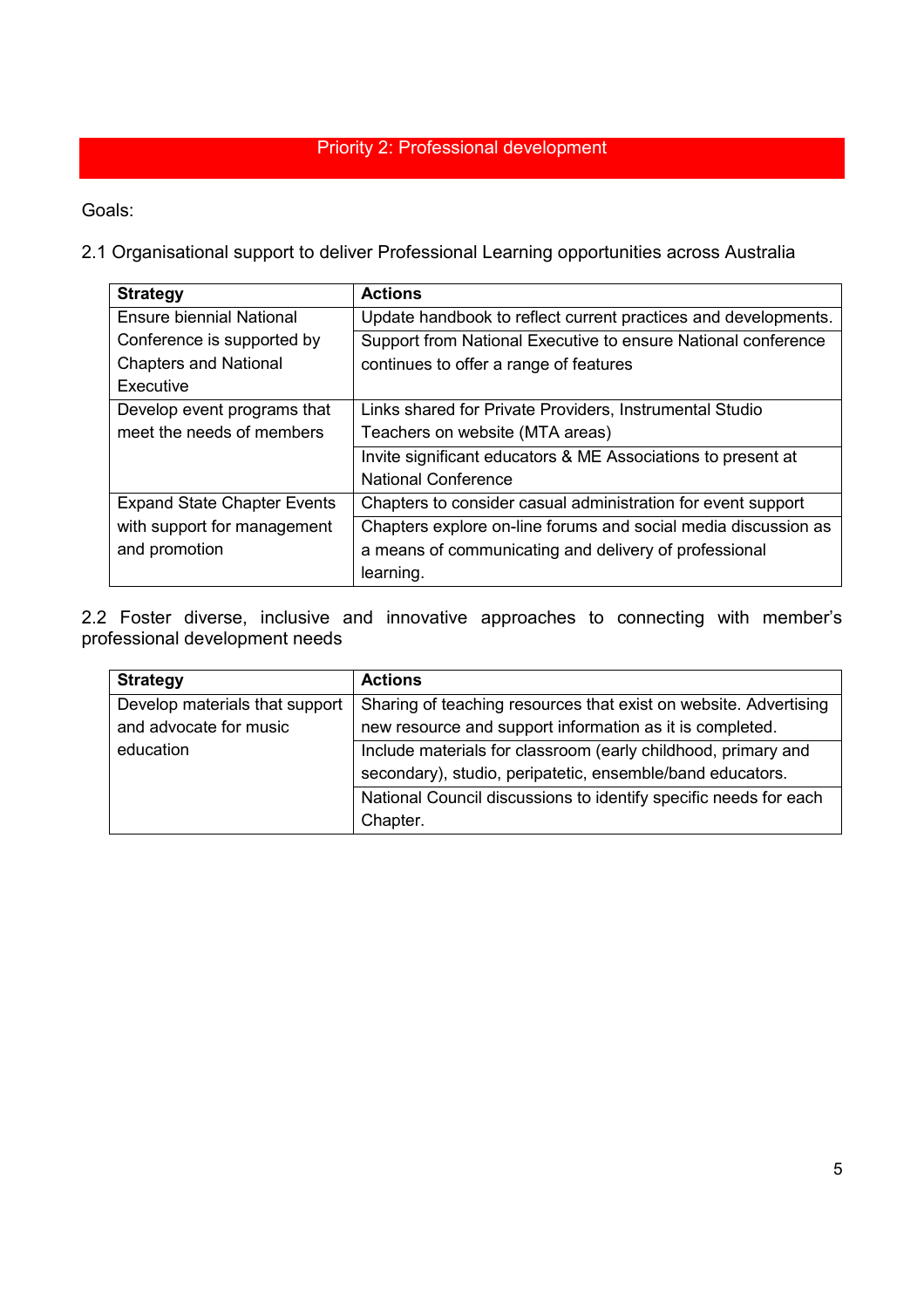## Priority 2: Professional development

Goals:

2.1 Organisational support to deliver Professional Learning opportunities across Australia

| Strategy | Actions |
|---|---|
| Ensure biennial National Conference is supported by Chapters and National Executive | Update handbook to reflect current practices and developments. |
| | Support from National Executive to ensure National conference continues to offer a range of features |
| Develop event programs that meet the needs of members | Links shared for Private Providers, Instrumental Studio Teachers on website (MTA areas) |
| | Invite significant educators & ME Associations to present at National Conference |
| Expand State Chapter Events with support for management and promotion | Chapters to consider casual administration for event support |
| | Chapters explore on-line forums and social media discussion as a means of communicating and delivery of professional learning. |

2.2 Foster diverse, inclusive and innovative approaches to connecting with member's professional development needs

| Strategy | Actions |
|---|---|
| Develop materials that support and advocate for music education | Sharing of teaching resources that exist on website. Advertising new resource and support information as it is completed. |
| | Include materials for classroom (early childhood, primary and secondary), studio, peripatetic, ensemble/band educators. |
| | National Council discussions to identify specific needs for each Chapter. |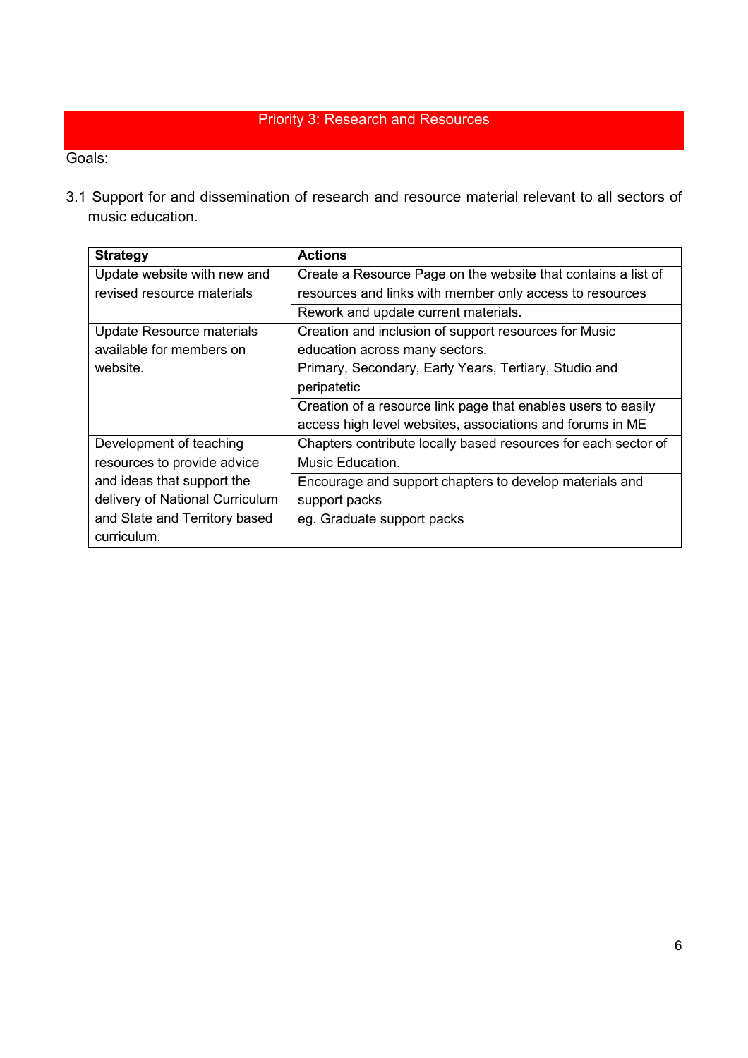## Priority 3: Research and Resources

Goals:

3.1 Support for and dissemination of research and resource material relevant to all sectors of music education.

| Strategy | Actions |
|---|---|
| Update website with new and revised resource materials | Create a Resource Page on the website that contains a list of resources and links with member only access to resources |
| | Rework and update current materials. |
| Update Resource materials available for members on website. | Creation and inclusion of support resources for Music education across many sectors.<br>Primary, Secondary, Early Years, Tertiary, Studio and peripatetic |
| | Creation of a resource link page that enables users to easily access high level websites, associations and forums in ME |
| Development of teaching resources to provide advice and ideas that support the delivery of National Curriculum and State and Territory based curriculum. | Chapters contribute locally based resources for each sector of Music Education. |
| | Encourage and support chapters to develop materials and support packs<br>eg. Graduate support packs |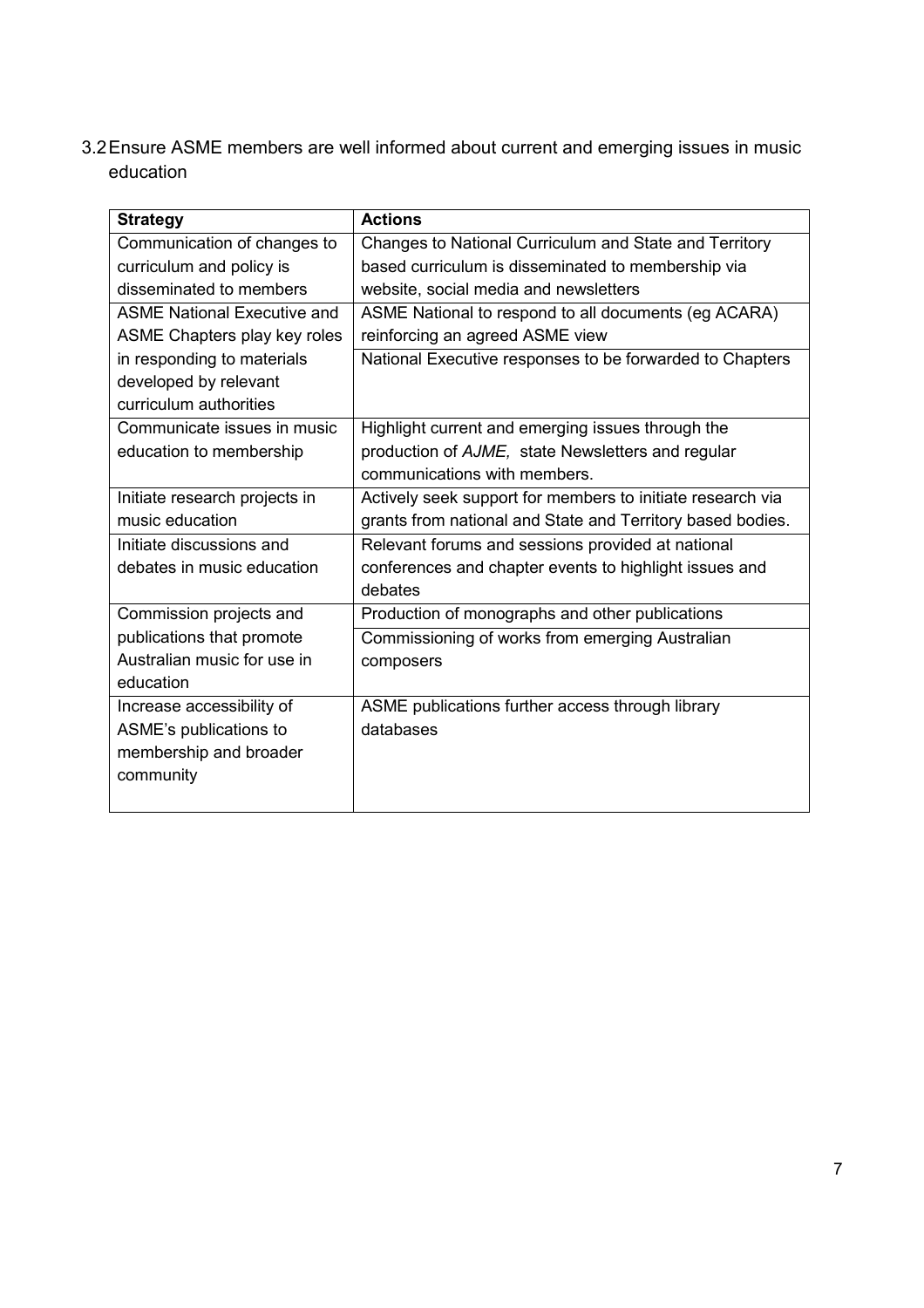3.2 Ensure ASME members are well informed about current and emerging issues in music education

| Strategy | Actions |
| --- | --- |
| Communication of changes to curriculum and policy is disseminated to members | Changes to National Curriculum and State and Territory based curriculum is disseminated to membership via website, social media and newsletters |
| ASME National Executive and ASME Chapters play key roles in responding to materials developed by relevant curriculum authorities | ASME National to respond to all documents (eg ACARA) reinforcing an agreed ASME view |
| | National Executive responses to be forwarded to Chapters |
| Communicate issues in music education to membership | Highlight current and emerging issues through the production of *AJME,* state Newsletters and regular communications with members. |
| Initiate research projects in music education | Actively seek support for members to initiate research via grants from national and State and Territory based bodies. |
| Initiate discussions and debates in music education | Relevant forums and sessions provided at national conferences and chapter events to highlight issues and debates |
| Commission projects and publications that promote Australian music for use in education | Production of monographs and other publications |
| | Commissioning of works from emerging Australian composers |
| Increase accessibility of ASME's publications to membership and broader community | ASME publications further access through library databases |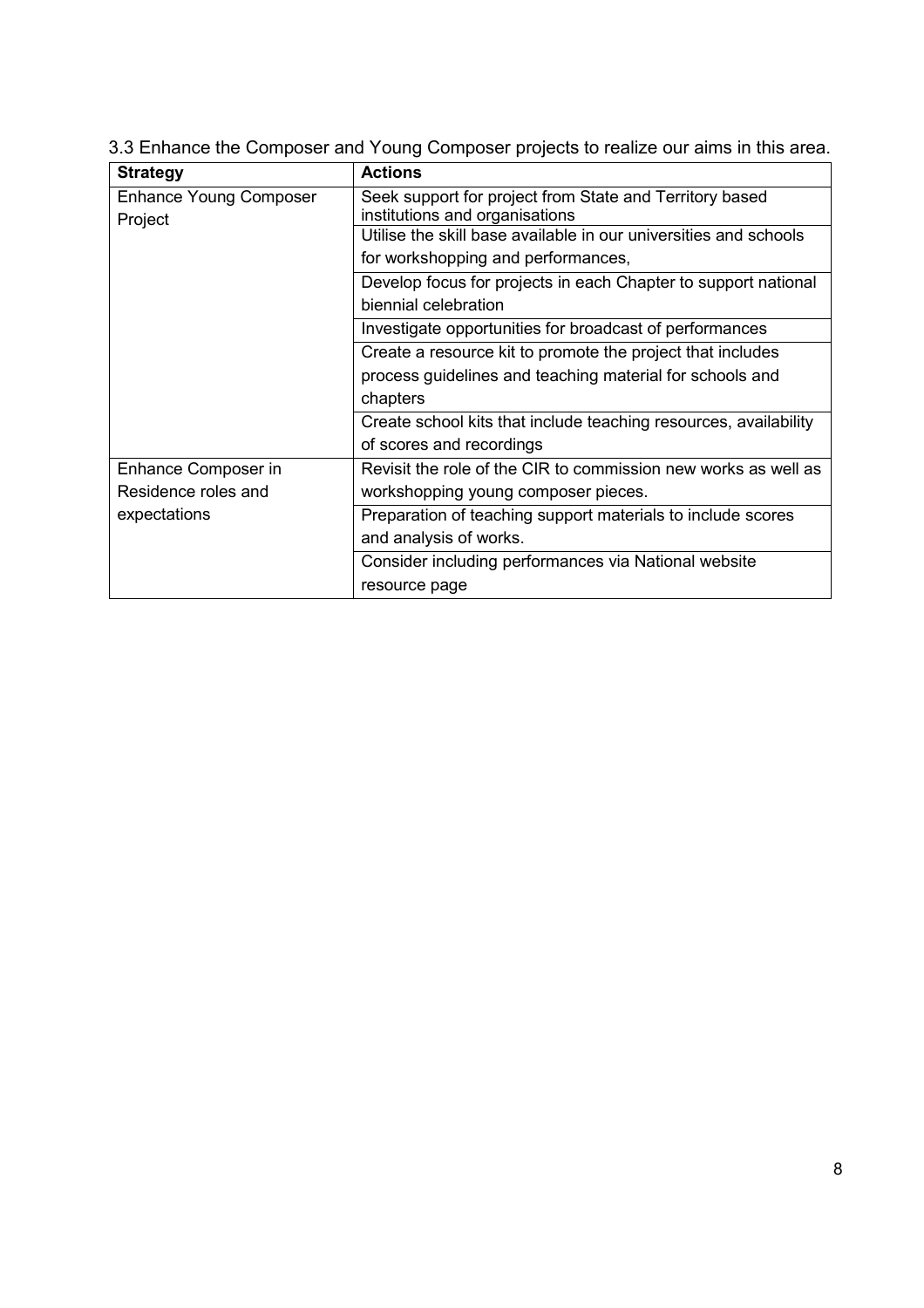3.3 Enhance the Composer and Young Composer projects to realize our aims in this area.

| Strategy | Actions |
| --- | --- |
| Enhance Young Composer Project | Seek support for project from State and Territory based institutions and organisations |
| | Utilise the skill base available in our universities and schools for workshopping and performances, |
| | Develop focus for projects in each Chapter to support national biennial celebration |
| | Investigate opportunities for broadcast of performances |
| | Create a resource kit to promote the project that includes process guidelines and teaching material for schools and chapters |
| | Create school kits that include teaching resources, availability of scores and recordings |
| Enhance Composer in Residence roles and expectations | Revisit the role of the CIR to commission new works as well as workshopping young composer pieces. |
| | Preparation of teaching support materials to include scores and analysis of works. |
| | Consider including performances via National website resource page |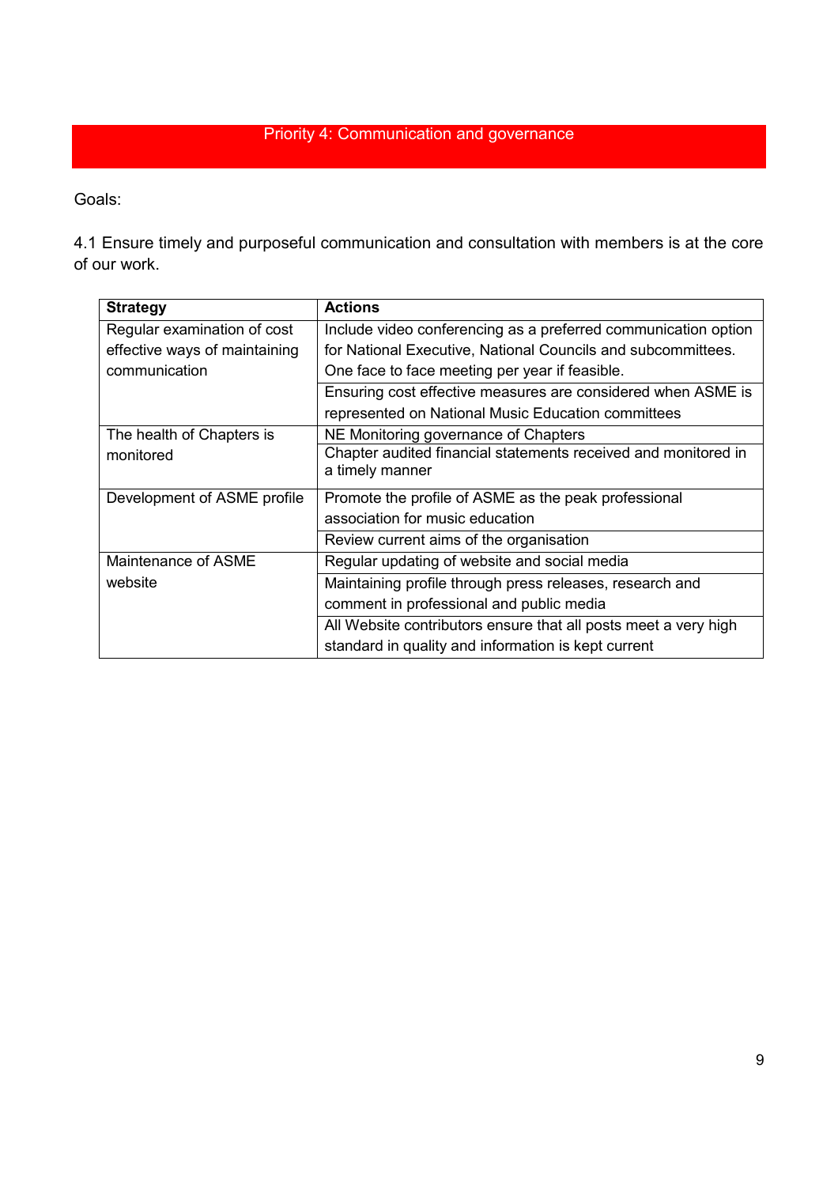## Priority 4: Communication and governance

Goals:

4.1 Ensure timely and purposeful communication and consultation with members is at the core of our work.

| Strategy | Actions |
|---|---|
| Regular examination of cost effective ways of maintaining communication | Include video conferencing as a preferred communication option for National Executive, National Councils and subcommittees. One face to face meeting per year if feasible. |
| | Ensuring cost effective measures are considered when ASME is represented on National Music Education committees |
| The health of Chapters is monitored | NE Monitoring governance of Chapters |
| | Chapter audited financial statements received and monitored in a timely manner |
| Development of ASME profile | Promote the profile of ASME as the peak professional association for music education |
| | Review current aims of the organisation |
| Maintenance of ASME website | Regular updating of website and social media |
| | Maintaining profile through press releases, research and comment in professional and public media |
| | All Website contributors ensure that all posts meet a very high standard in quality and information is kept current |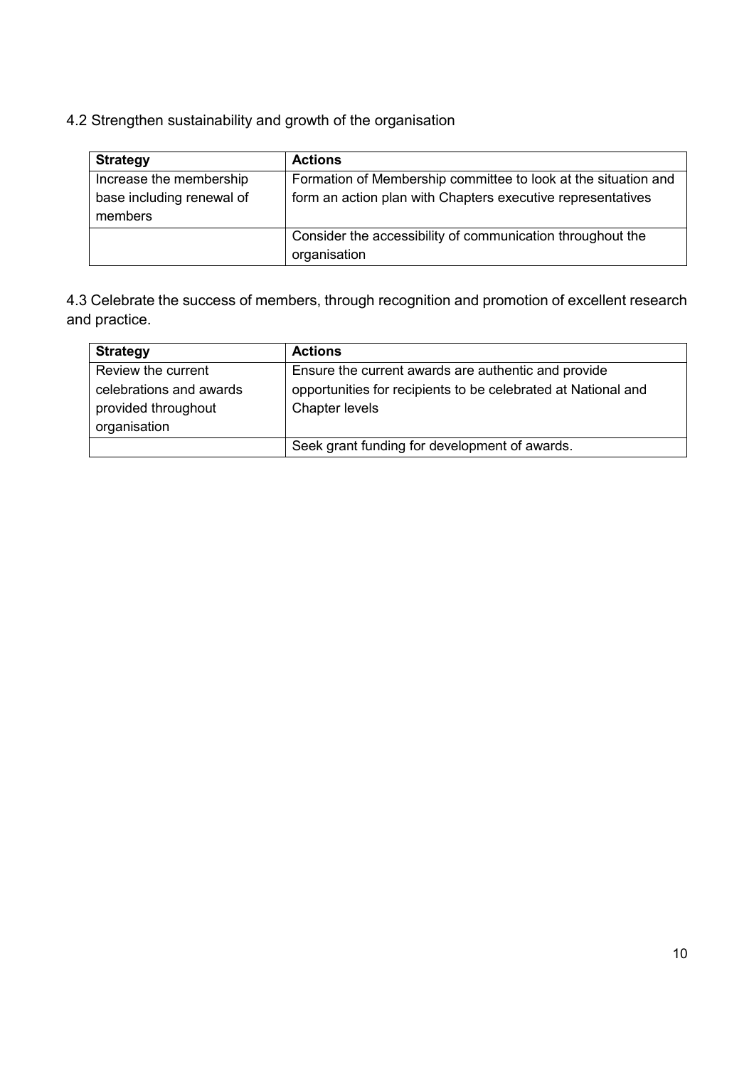4.2 Strengthen sustainability and growth of the organisation

| Strategy | Actions |
| --- | --- |
| Increase the membership base including renewal of members | Formation of Membership committee to look at the situation and form an action plan with Chapters executive representatives |
| | Consider the accessibility of communication throughout the organisation |

4.3 Celebrate the success of members, through recognition and promotion of excellent research and practice.

| Strategy | Actions |
| --- | --- |
| Review the current celebrations and awards provided throughout organisation | Ensure the current awards are authentic and provide opportunities for recipients to be celebrated at National and Chapter levels |
| | Seek grant funding for development of awards. |